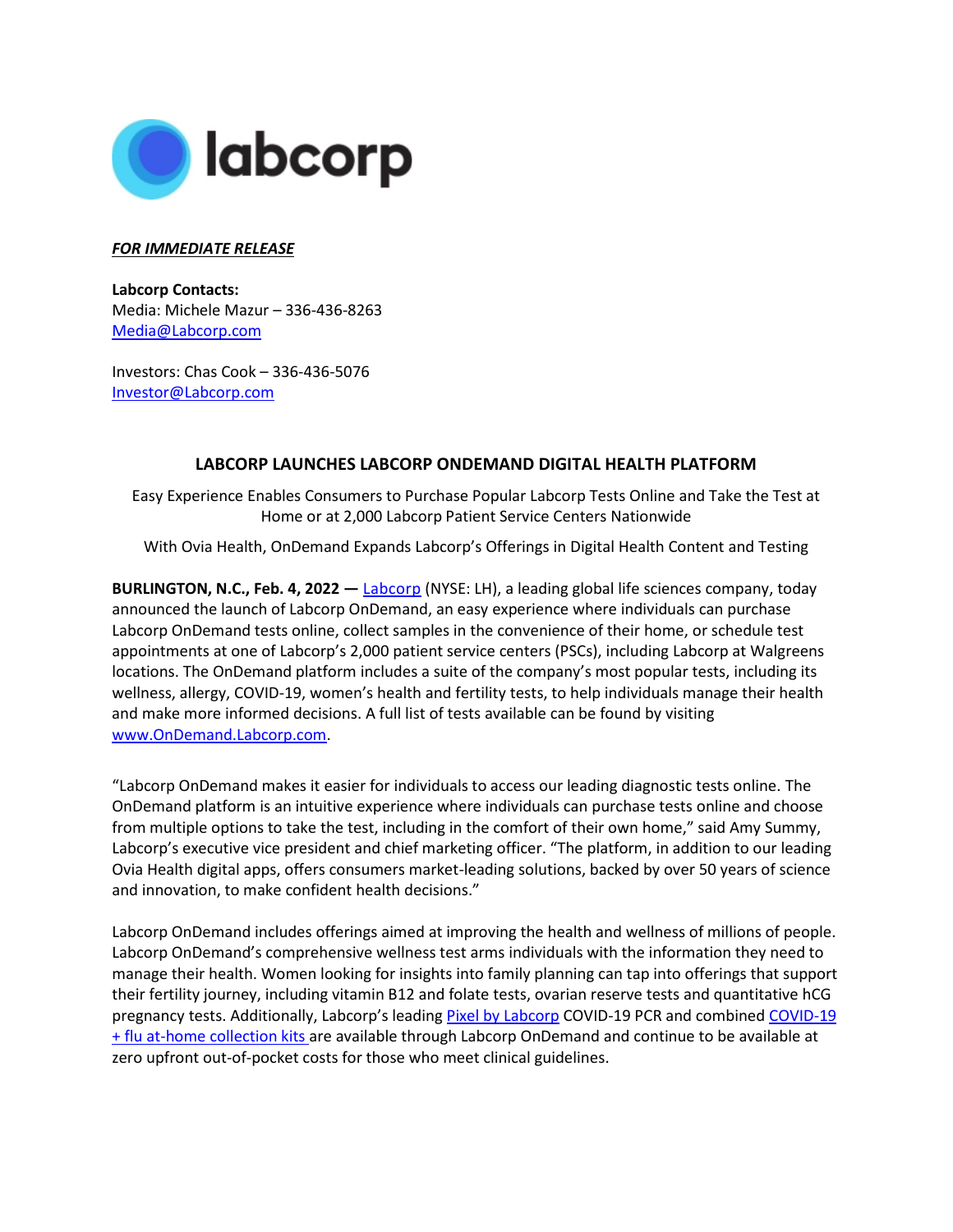labcorp

***FOR IMMEDIATE RELEASE***

**Labcorp Contacts:**
Media: Michele Mazur – 336-436-8263
[Media@Labcorp.com](mailto:Media@Labcorp.com)

Investors: Chas Cook – 336-436-5076
[Investor@Labcorp.com](mailto:Investor@Labcorp.com)

# LABCORP LAUNCHES LABCORP ONDEMAND DIGITAL HEALTH PLATFORM

Easy Experience Enables Consumers to Purchase Popular Labcorp Tests Online and Take the Test at Home or at 2,000 Labcorp Patient Service Centers Nationwide

With Ovia Health, OnDemand Expands Labcorp's Offerings in Digital Health Content and Testing

**BURLINGTON, N.C., Feb. 4, 2022 —** Labcorp (NYSE: LH), a leading global life sciences company, today announced the launch of Labcorp OnDemand, an easy experience where individuals can purchase Labcorp OnDemand tests online, collect samples in the convenience of their home, or schedule test appointments at one of Labcorp's 2,000 patient service centers (PSCs), including Labcorp at Walgreens locations. The OnDemand platform includes a suite of the company's most popular tests, including its wellness, allergy, COVID-19, women's health and fertility tests, to help individuals manage their health and make more informed decisions. A full list of tests available can be found by visiting www.OnDemand.Labcorp.com.

"Labcorp OnDemand makes it easier for individuals to access our leading diagnostic tests online. The OnDemand platform is an intuitive experience where individuals can purchase tests online and choose from multiple options to take the test, including in the comfort of their own home," said Amy Summy, Labcorp's executive vice president and chief marketing officer. "The platform, in addition to our leading Ovia Health digital apps, offers consumers market-leading solutions, backed by over 50 years of science and innovation, to make confident health decisions."

Labcorp OnDemand includes offerings aimed at improving the health and wellness of millions of people. Labcorp OnDemand's comprehensive wellness test arms individuals with the information they need to manage their health. Women looking for insights into family planning can tap into offerings that support their fertility journey, including vitamin B12 and folate tests, ovarian reserve tests and quantitative hCG pregnancy tests. Additionally, Labcorp's leading Pixel by Labcorp COVID-19 PCR and combined COVID-19 + flu at-home collection kits are available through Labcorp OnDemand and continue to be available at zero upfront out-of-pocket costs for those who meet clinical guidelines.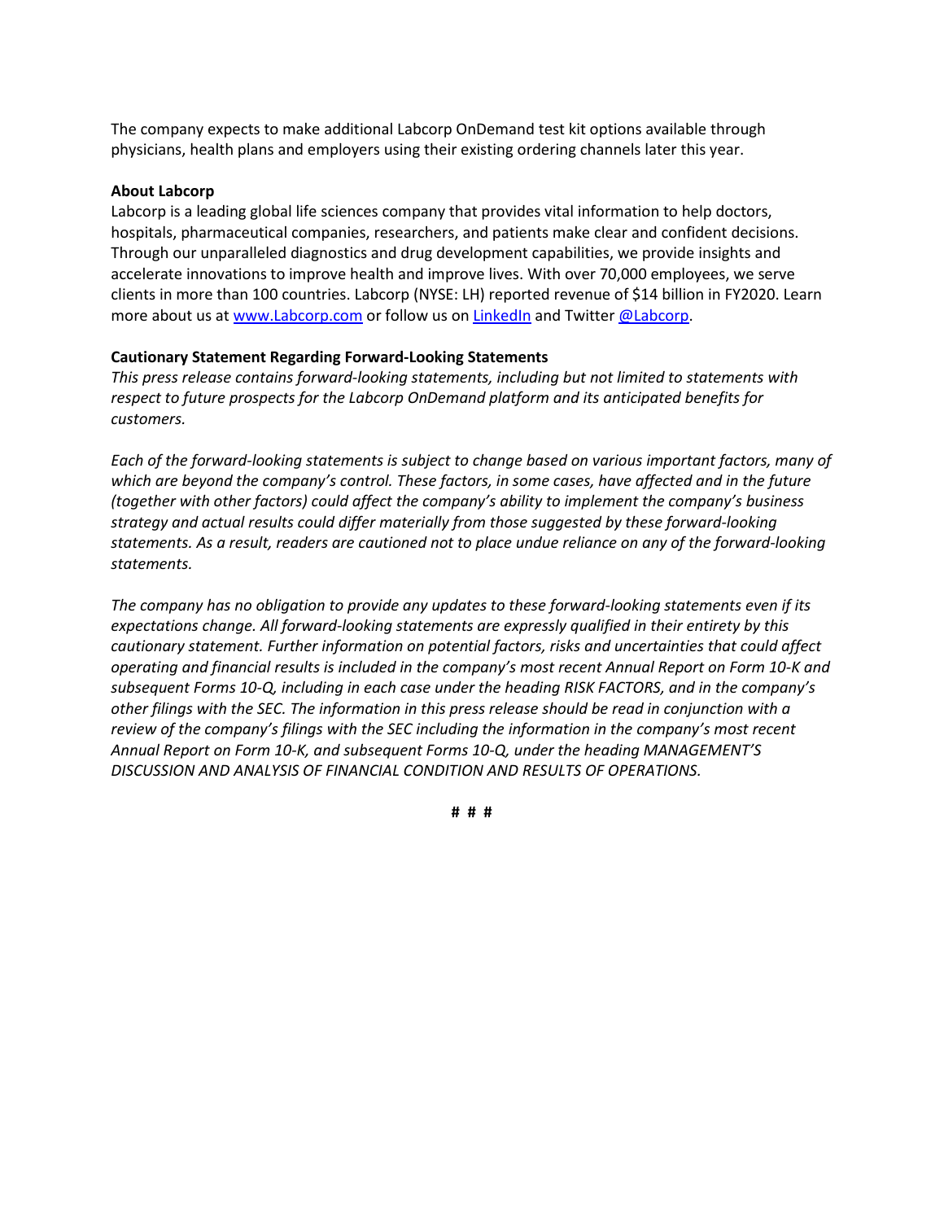The company expects to make additional Labcorp OnDemand test kit options available through physicians, health plans and employers using their existing ordering channels later this year.

**About Labcorp**

Labcorp is a leading global life sciences company that provides vital information to help doctors, hospitals, pharmaceutical companies, researchers, and patients make clear and confident decisions. Through our unparalleled diagnostics and drug development capabilities, we provide insights and accelerate innovations to improve health and improve lives. With over 70,000 employees, we serve clients in more than 100 countries. Labcorp (NYSE: LH) reported revenue of $14 billion in FY2020. Learn more about us at [www.Labcorp.com](http://www.Labcorp.com) or follow us on [LinkedIn]() and Twitter [@Labcorp]().

**Cautionary Statement Regarding Forward-Looking Statements**

*This press release contains forward-looking statements, including but not limited to statements with respect to future prospects for the Labcorp OnDemand platform and its anticipated benefits for customers.*

*Each of the forward-looking statements is subject to change based on various important factors, many of which are beyond the company's control. These factors, in some cases, have affected and in the future (together with other factors) could affect the company's ability to implement the company's business strategy and actual results could differ materially from those suggested by these forward-looking statements. As a result, readers are cautioned not to place undue reliance on any of the forward-looking statements.*

*The company has no obligation to provide any updates to these forward-looking statements even if its expectations change. All forward-looking statements are expressly qualified in their entirety by this cautionary statement. Further information on potential factors, risks and uncertainties that could affect operating and financial results is included in the company's most recent Annual Report on Form 10-K and subsequent Forms 10-Q, including in each case under the heading RISK FACTORS, and in the company's other filings with the SEC. The information in this press release should be read in conjunction with a review of the company's filings with the SEC including the information in the company's most recent Annual Report on Form 10-K, and subsequent Forms 10-Q, under the heading MANAGEMENT'S DISCUSSION AND ANALYSIS OF FINANCIAL CONDITION AND RESULTS OF OPERATIONS.*

**# # #**